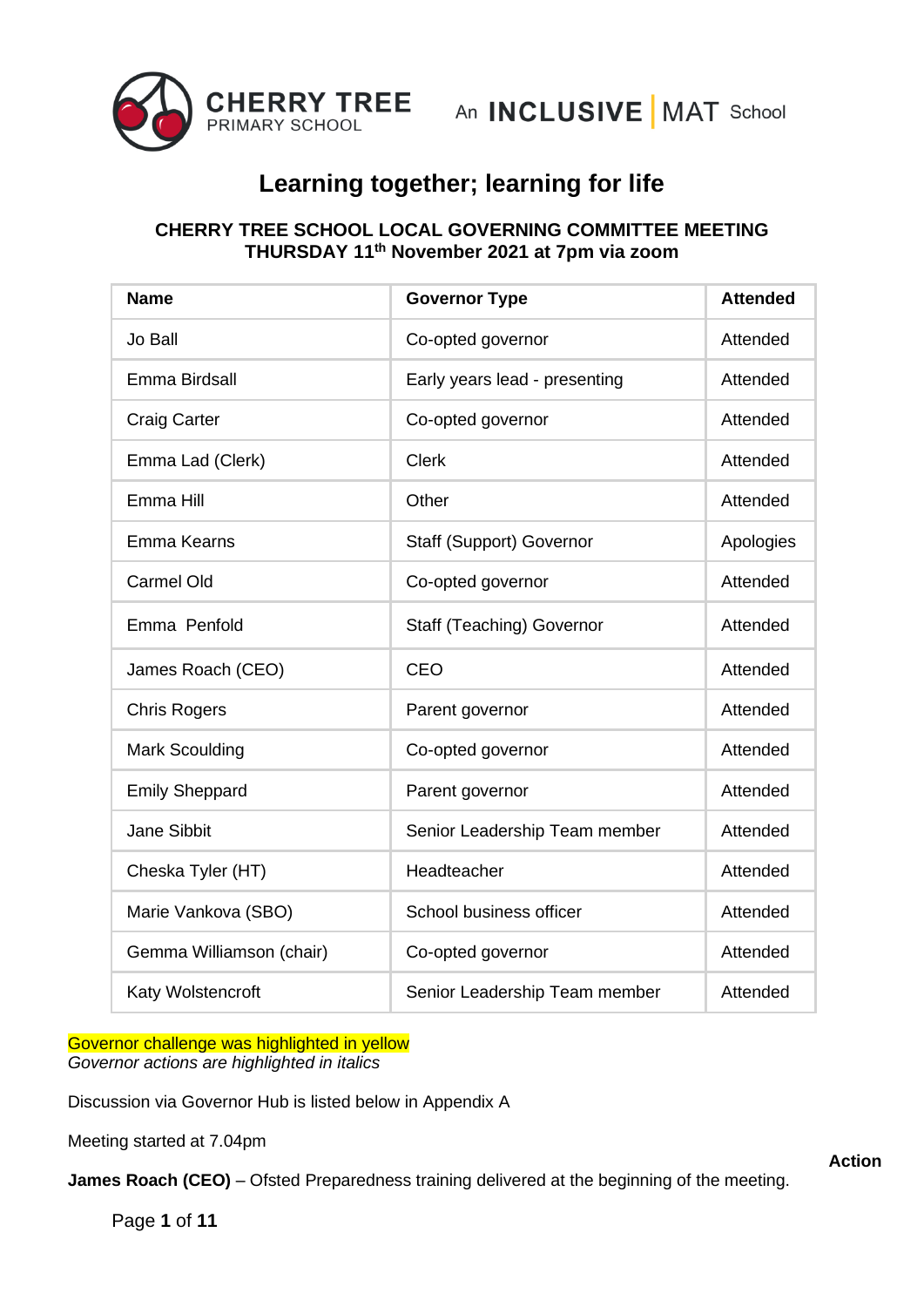CHERRY TREE PRIMARY SCHOOL

An INCLUSIVE | MAT School

# Learning together; learning for life

## CHERRY TREE SCHOOL LOCAL GOVERNING COMMITTEE MEETING THURSDAY 11th November 2021 at 7pm via zoom

| Name | Governor Type | Attended |
|---|---|---|
| Jo Ball | Co-opted governor | Attended |
| Emma Birdsall | Early years lead - presenting | Attended |
| Craig Carter | Co-opted governor | Attended |
| Emma Lad (Clerk) | Clerk | Attended |
| Emma Hill | Other | Attended |
| Emma Kearns | Staff (Support) Governor | Apologies |
| Carmel Old | Co-opted governor | Attended |
| Emma Penfold | Staff (Teaching) Governor | Attended |
| James Roach (CEO) | CEO | Attended |
| Chris Rogers | Parent governor | Attended |
| Mark Scoulding | Co-opted governor | Attended |
| Emily Sheppard | Parent governor | Attended |
| Jane Sibbit | Senior Leadership Team member | Attended |
| Cheska Tyler (HT) | Headteacher | Attended |
| Marie Vankova (SBO) | School business officer | Attended |
| Gemma Williamson (chair) | Co-opted governor | Attended |
| Katy Wolstencroft | Senior Leadership Team member | Attended |

Governor challenge was highlighted in yellow

*Governor actions are highlighted in italics*

Discussion via Governor Hub is listed below in Appendix A

Meeting started at 7.04pm

**Action**

**James Roach (CEO)** – Ofsted Preparedness training delivered at the beginning of the meeting.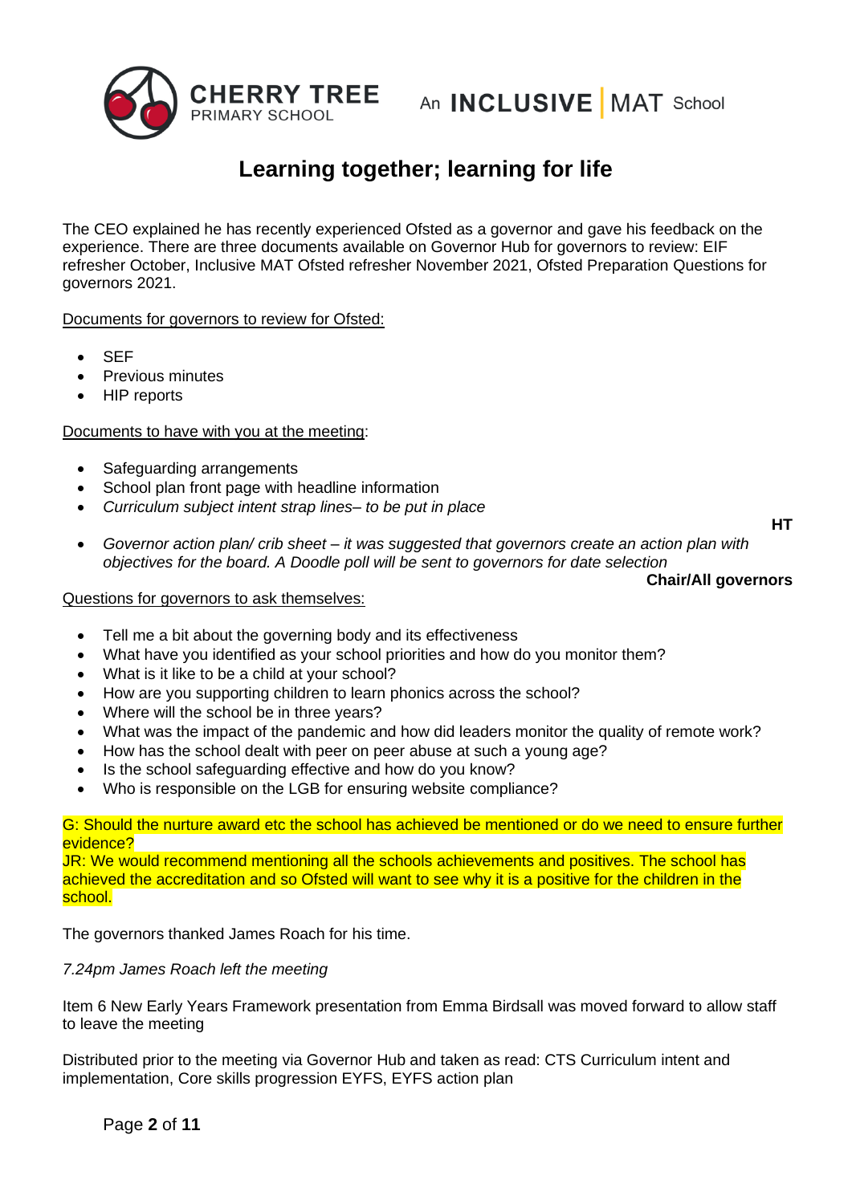The CEO explained he has recently experienced Ofsted as a governor and gave his feedback on the experience. There are three documents available on Governor Hub for governors to review: EIF refresher October, Inclusive MAT Ofsted refresher November 2021, Ofsted Preparation Questions for governors 2021.

<u>Documents for governors to review for Ofsted:</u>

- SEF
- Previous minutes
- HIP reports

<u>Documents to have with you at the meeting</u>:

- Safeguarding arrangements
- School plan front page with headline information
- *Curriculum subject intent strap lines– to be put in place*

**HT**

- *Governor action plan/ crib sheet – it was suggested that governors create an action plan with objectives for the board. A Doodle poll will be sent to governors for date selection*

**Chair/All governors**

<u>Questions for governors to ask themselves:</u>

- Tell me a bit about the governing body and its effectiveness
- What have you identified as your school priorities and how do you monitor them?
- What is it like to be a child at your school?
- How are you supporting children to learn phonics across the school?
- Where will the school be in three years?
- What was the impact of the pandemic and how did leaders monitor the quality of remote work?
- How has the school dealt with peer on peer abuse at such a young age?
- Is the school safeguarding effective and how do you know?
- Who is responsible on the LGB for ensuring website compliance?

G: Should the nurture award etc the school has achieved be mentioned or do we need to ensure further evidence?
JR: We would recommend mentioning all the schools achievements and positives. The school has achieved the accreditation and so Ofsted will want to see why it is a positive for the children in the school.

The governors thanked James Roach for his time.

*7.24pm James Roach left the meeting*

Item 6 New Early Years Framework presentation from Emma Birdsall was moved forward to allow staff to leave the meeting

Distributed prior to the meeting via Governor Hub and taken as read: CTS Curriculum intent and implementation, Core skills progression EYFS, EYFS action plan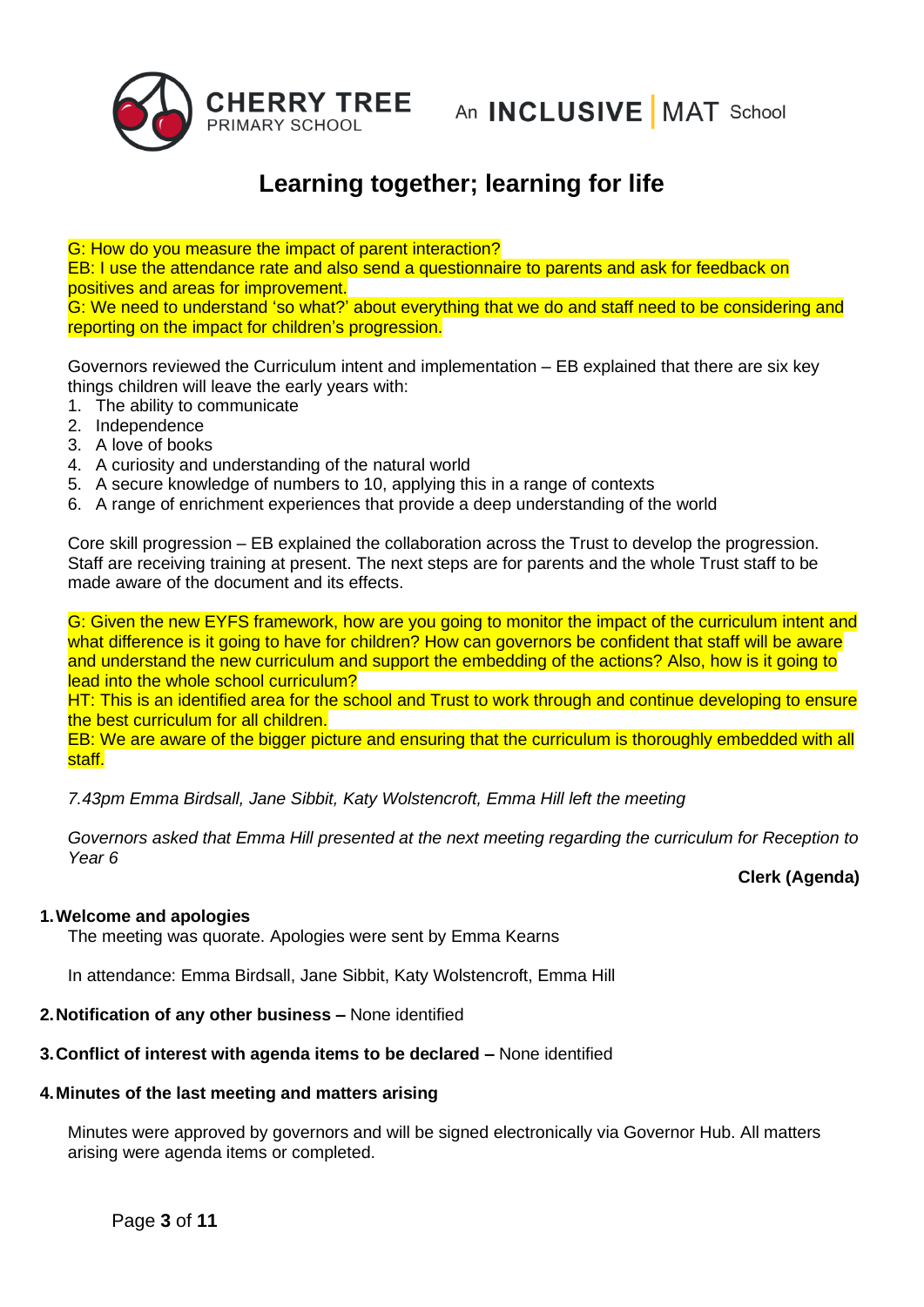G: How do you measure the impact of parent interaction?
EB: I use the attendance rate and also send a questionnaire to parents and ask for feedback on positives and areas for improvement.
G: We need to understand 'so what?' about everything that we do and staff need to be considering and reporting on the impact for children's progression.

Governors reviewed the Curriculum intent and implementation – EB explained that there are six key things children will leave the early years with:

1. The ability to communicate
2. Independence
3. A love of books
4. A curiosity and understanding of the natural world
5. A secure knowledge of numbers to 10, applying this in a range of contexts
6. A range of enrichment experiences that provide a deep understanding of the world

Core skill progression – EB explained the collaboration across the Trust to develop the progression. Staff are receiving training at present. The next steps are for parents and the whole Trust staff to be made aware of the document and its effects.

G: Given the new EYFS framework, how are you going to monitor the impact of the curriculum intent and what difference is it going to have for children? How can governors be confident that staff will be aware and understand the new curriculum and support the embedding of the actions? Also, how is it going to lead into the whole school curriculum?
HT: This is an identified area for the school and Trust to work through and continue developing to ensure the best curriculum for all children.
EB: We are aware of the bigger picture and ensuring that the curriculum is thoroughly embedded with all staff.

*7.43pm Emma Birdsall, Jane Sibbit, Katy Wolstencroft, Emma Hill left the meeting*

*Governors asked that Emma Hill presented at the next meeting regarding the curriculum for Reception to Year 6*

**Clerk (Agenda)**

## 1. Welcome and apologies

The meeting was quorate. Apologies were sent by Emma Kearns

In attendance: Emma Birdsall, Jane Sibbit, Katy Wolstencroft, Emma Hill

## 2. Notification of any other business – None identified

## 3. Conflict of interest with agenda items to be declared – None identified

## 4. Minutes of the last meeting and matters arising

Minutes were approved by governors and will be signed electronically via Governor Hub. All matters arising were agenda items or completed.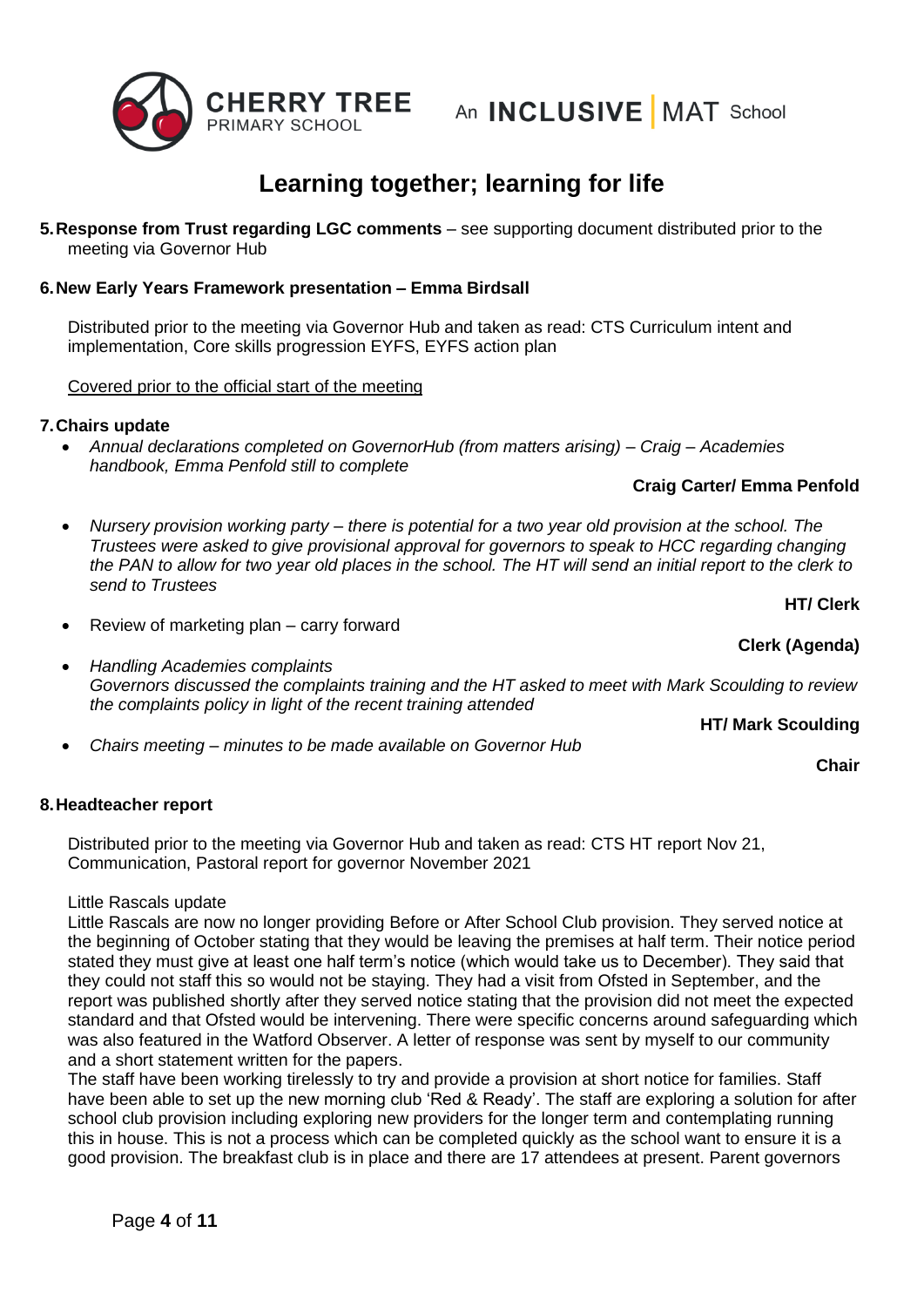# Learning together; learning for life

**5. Response from Trust regarding LGC comments** – see supporting document distributed prior to the meeting via Governor Hub

**6. New Early Years Framework presentation – Emma Birdsall**

Distributed prior to the meeting via Governor Hub and taken as read: CTS Curriculum intent and implementation, Core skills progression EYFS, EYFS action plan

Covered prior to the official start of the meeting

**7. Chairs update**

- *Annual declarations completed on GovernorHub (from matters arising) – Craig – Academies handbook, Emma Penfold still to complete*

  **Craig Carter/ Emma Penfold**

- *Nursery provision working party – there is potential for a two year old provision at the school. The Trustees were asked to give provisional approval for governors to speak to HCC regarding changing the PAN to allow for two year old places in the school. The HT will send an initial report to the clerk to send to Trustees*

  **HT/ Clerk**

- Review of marketing plan – carry forward

  **Clerk (Agenda)**

- *Handling Academies complaints*
  *Governors discussed the complaints training and the HT asked to meet with Mark Scoulding to review the complaints policy in light of the recent training attended*

  **HT/ Mark Scoulding**

- *Chairs meeting – minutes to be made available on Governor Hub*

  **Chair**

**8. Headteacher report**

Distributed prior to the meeting via Governor Hub and taken as read: CTS HT report Nov 21, Communication, Pastoral report for governor November 2021

Little Rascals update

Little Rascals are now no longer providing Before or After School Club provision. They served notice at the beginning of October stating that they would be leaving the premises at half term. Their notice period stated they must give at least one half term's notice (which would take us to December). They said that they could not staff this so would not be staying. They had a visit from Ofsted in September, and the report was published shortly after they served notice stating that the provision did not meet the expected standard and that Ofsted would be intervening. There were specific concerns around safeguarding which was also featured in the Watford Observer. A letter of response was sent by myself to our community and a short statement written for the papers.

The staff have been working tirelessly to try and provide a provision at short notice for families. Staff have been able to set up the new morning club 'Red & Ready'. The staff are exploring a solution for after school club provision including exploring new providers for the longer term and contemplating running this in house. This is not a process which can be completed quickly as the school want to ensure it is a good provision. The breakfast club is in place and there are 17 attendees at present. Parent governors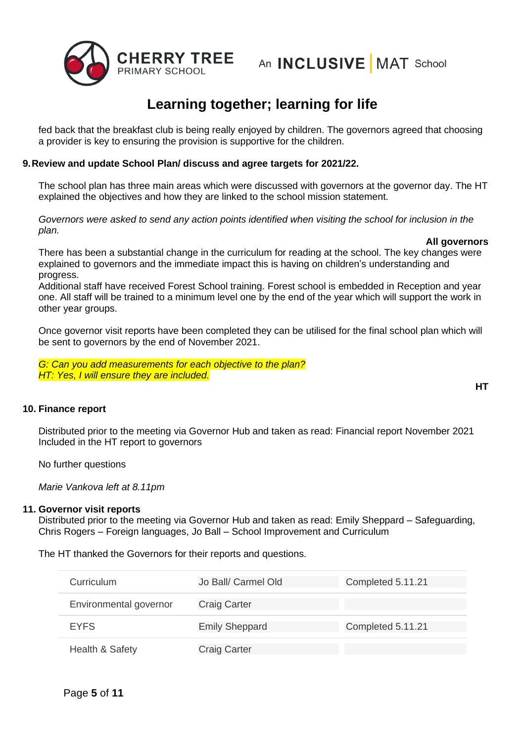fed back that the breakfast club is being really enjoyed by children. The governors agreed that choosing a provider is key to ensuring the provision is supportive for the children.

**9. Review and update School Plan/ discuss and agree targets for 2021/22.**

The school plan has three main areas which were discussed with governors at the governor day. The HT explained the objectives and how they are linked to the school mission statement.

*Governors were asked to send any action points identified when visiting the school for inclusion in the plan.*

**All governors**

There has been a substantial change in the curriculum for reading at the school. The key changes were explained to governors and the immediate impact this is having on children's understanding and progress.
Additional staff have received Forest School training. Forest school is embedded in Reception and year one. All staff will be trained to a minimum level one by the end of the year which will support the work in other year groups.

Once governor visit reports have been completed they can be utilised for the final school plan which will be sent to governors by the end of November 2021.

*G: Can you add measurements for each objective to the plan?*
*HT: Yes, I will ensure they are included.*

**HT**

**10. Finance report**

Distributed prior to the meeting via Governor Hub and taken as read: Financial report November 2021
Included in the HT report to governors

No further questions

*Marie Vankova left at 8.11pm*

**11. Governor visit reports**

Distributed prior to the meeting via Governor Hub and taken as read: Emily Sheppard – Safeguarding, Chris Rogers – Foreign languages, Jo Ball – School Improvement and Curriculum

The HT thanked the Governors for their reports and questions.

| | | |
|---|---|---|
| Curriculum | Jo Ball/ Carmel Old | Completed 5.11.21 |
| Environmental governor | Craig Carter | |
| EYFS | Emily Sheppard | Completed 5.11.21 |
| Health & Safety | Craig Carter | |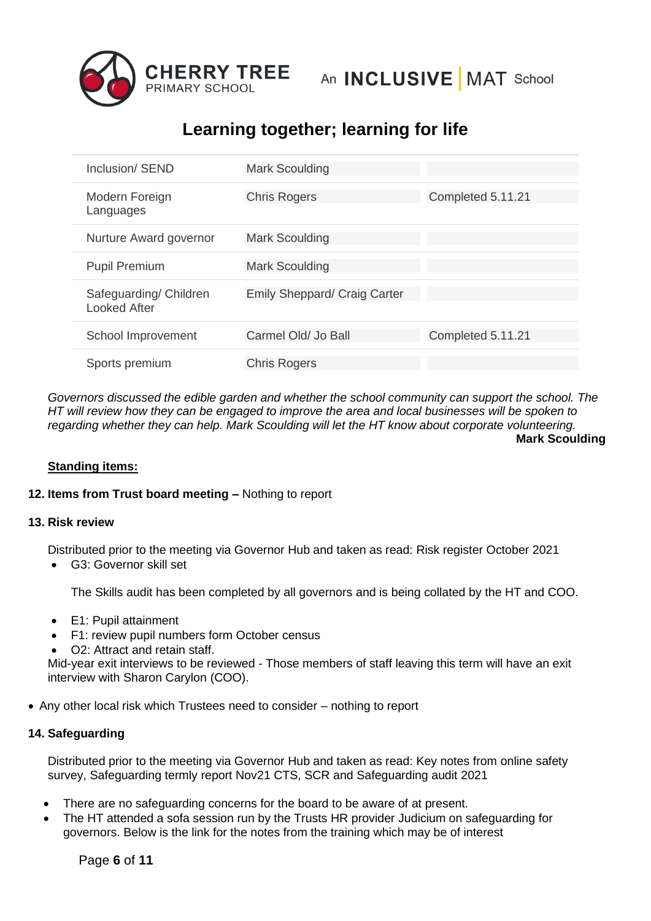**Learning together; learning for life**

| | | |
|---|---|---|
| Inclusion/ SEND | Mark Scoulding | |
| Modern Foreign Languages | Chris Rogers | Completed 5.11.21 |
| Nurture Award governor | Mark Scoulding | |
| Pupil Premium | Mark Scoulding | |
| Safeguarding/ Children Looked After | Emily Sheppard/ Craig Carter | |
| School Improvement | Carmel Old/ Jo Ball | Completed 5.11.21 |
| Sports premium | Chris Rogers | |

*Governors discussed the edible garden and whether the school community can support the school. The HT will review how they can be engaged to improve the area and local businesses will be spoken to regarding whether they can help. Mark Scoulding will let the HT know about corporate volunteering.*

**Mark Scoulding**

**Standing items:**

**12. Items from Trust board meeting –** Nothing to report

**13. Risk review**

Distributed prior to the meeting via Governor Hub and taken as read: Risk register October 2021

- G3: Governor skill set

  The Skills audit has been completed by all governors and is being collated by the HT and COO.

- E1: Pupil attainment
- F1: review pupil numbers form October census
- O2: Attract and retain staff.

Mid-year exit interviews to be reviewed - Those members of staff leaving this term will have an exit interview with Sharon Carylon (COO).

- Any other local risk which Trustees need to consider – nothing to report

**14. Safeguarding**

Distributed prior to the meeting via Governor Hub and taken as read: Key notes from online safety survey, Safeguarding termly report Nov21 CTS, SCR and Safeguarding audit 2021

- There are no safeguarding concerns for the board to be aware of at present.
- The HT attended a sofa session run by the Trusts HR provider Judicium on safeguarding for governors. Below is the link for the notes from the training which may be of interest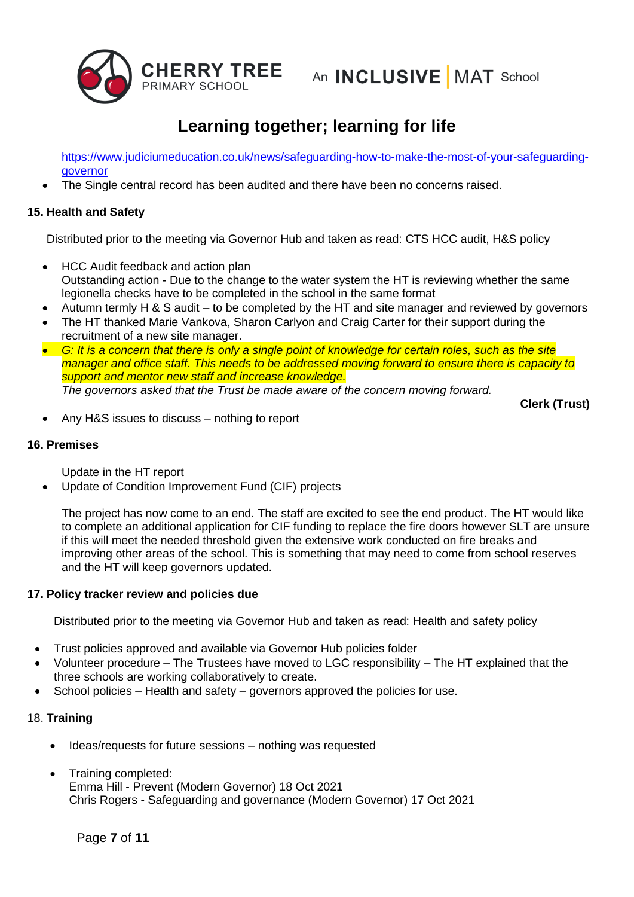[https://www.judiciumeducation.co.uk/news/safeguarding-how-to-make-the-most-of-your-safeguarding-governor](https://www.judiciumeducation.co.uk/news/safeguarding-how-to-make-the-most-of-your-safeguarding-governor)

- The Single central record has been audited and there have been no concerns raised.

**15. Health and Safety**

Distributed prior to the meeting via Governor Hub and taken as read: CTS HCC audit, H&S policy

- HCC Audit feedback and action plan
  Outstanding action - Due to the change to the water system the HT is reviewing whether the same legionella checks have to be completed in the school in the same format
- Autumn termly H & S audit – to be completed by the HT and site manager and reviewed by governors
- The HT thanked Marie Vankova, Sharon Carlyon and Craig Carter for their support during the recruitment of a new site manager.
- *G: It is a concern that there is only a single point of knowledge for certain roles, such as the site manager and office staff. This needs to be addressed moving forward to ensure there is capacity to support and mentor new staff and increase knowledge.*
  *The governors asked that the Trust be made aware of the concern moving forward.*

  **Clerk (Trust)**
- Any H&S issues to discuss – nothing to report

**16. Premises**

Update in the HT report

- Update of Condition Improvement Fund (CIF) projects

  The project has now come to an end. The staff are excited to see the end product. The HT would like to complete an additional application for CIF funding to replace the fire doors however SLT are unsure if this will meet the needed threshold given the extensive work conducted on fire breaks and improving other areas of the school. This is something that may need to come from school reserves and the HT will keep governors updated.

**17. Policy tracker review and policies due**

Distributed prior to the meeting via Governor Hub and taken as read: Health and safety policy

- Trust policies approved and available via Governor Hub policies folder
- Volunteer procedure – The Trustees have moved to LGC responsibility – The HT explained that the three schools are working collaboratively to create.
- School policies – Health and safety – governors approved the policies for use.

18. **Training**

- Ideas/requests for future sessions – nothing was requested
- Training completed:
  Emma Hill - Prevent (Modern Governor) 18 Oct 2021
  Chris Rogers - Safeguarding and governance (Modern Governor) 17 Oct 2021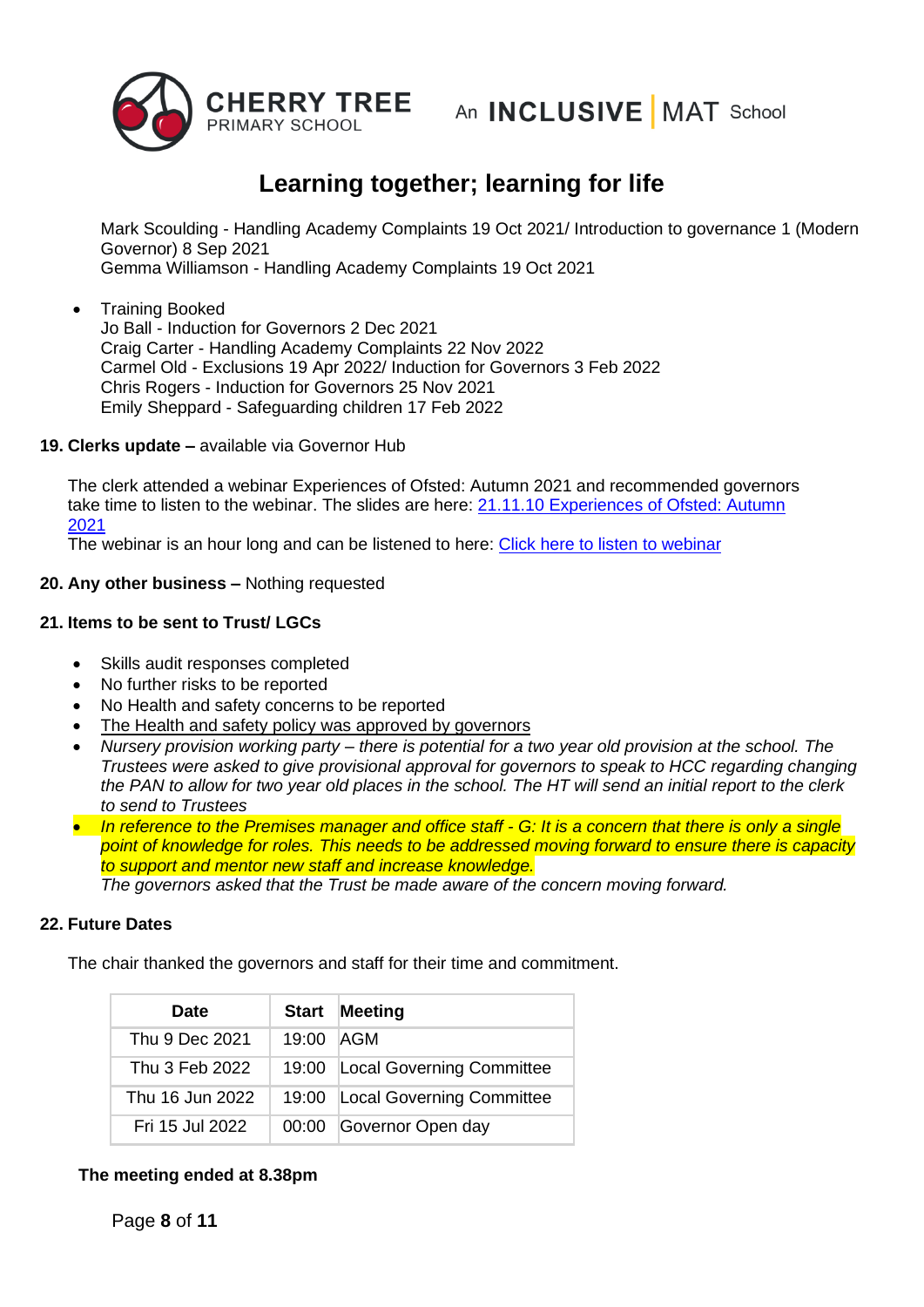Learning together; learning for life

Mark Scoulding - Handling Academy Complaints 19 Oct 2021/ Introduction to governance 1 (Modern Governor) 8 Sep 2021
Gemma Williamson - Handling Academy Complaints 19 Oct 2021

- Training Booked
  Jo Ball - Induction for Governors 2 Dec 2021
  Craig Carter - Handling Academy Complaints 22 Nov 2022
  Carmel Old - Exclusions 19 Apr 2022/ Induction for Governors 3 Feb 2022
  Chris Rogers - Induction for Governors 25 Nov 2021
  Emily Sheppard - Safeguarding children 17 Feb 2022

**19. Clerks update –** available via Governor Hub

The clerk attended a webinar Experiences of Ofsted: Autumn 2021 and recommended governors take time to listen to the webinar. The slides are here: [21.11.10 Experiences of Ofsted: Autumn 2021]
The webinar is an hour long and can be listened to here: [Click here to listen to webinar]

**20. Any other business –** Nothing requested

**21. Items to be sent to Trust/ LGCs**

- Skills audit responses completed
- No further risks to be reported
- No Health and safety concerns to be reported
- The Health and safety policy was approved by governors
- *Nursery provision working party – there is potential for a two year old provision at the school. The Trustees were asked to give provisional approval for governors to speak to HCC regarding changing the PAN to allow for two year old places in the school. The HT will send an initial report to the clerk to send to Trustees*
- *In reference to the Premises manager and office staff - G: It is a concern that there is only a single point of knowledge for roles. This needs to be addressed moving forward to ensure there is capacity to support and mentor new staff and increase knowledge.*
  *The governors asked that the Trust be made aware of the concern moving forward.*

**22. Future Dates**

The chair thanked the governors and staff for their time and commitment.

| Date | Start | Meeting |
|---|---|---|
| Thu 9 Dec 2021 | 19:00 | AGM |
| Thu 3 Feb 2022 | 19:00 | Local Governing Committee |
| Thu 16 Jun 2022 | 19:00 | Local Governing Committee |
| Fri 15 Jul 2022 | 00:00 | Governor Open day |

**The meeting ended at 8.38pm**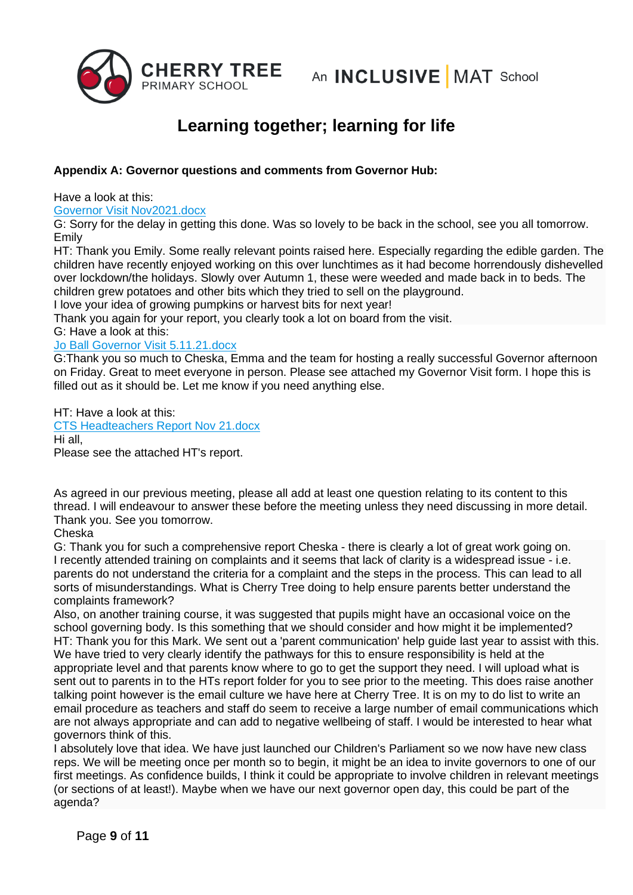**Learning together; learning for life**

**Appendix A: Governor questions and comments from Governor Hub:**

Have a look at this:
Governor Visit Nov2021.docx
G: Sorry for the delay in getting this done. Was so lovely to be back in the school, see you all tomorrow. Emily
HT: Thank you Emily. Some really relevant points raised here. Especially regarding the edible garden. The children have recently enjoyed working on this over lunchtimes as it had become horrendously dishevelled over lockdown/the holidays. Slowly over Autumn 1, these were weeded and made back in to beds. The children grew potatoes and other bits which they tried to sell on the playground.
I love your idea of growing pumpkins or harvest bits for next year!
Thank you again for your report, you clearly took a lot on board from the visit.
G: Have a look at this:
Jo Ball Governor Visit 5.11.21.docx
G:Thank you so much to Cheska, Emma and the team for hosting a really successful Governor afternoon on Friday. Great to meet everyone in person. Please see attached my Governor Visit form. I hope this is filled out as it should be. Let me know if you need anything else.

HT: Have a look at this:
CTS Headteachers Report Nov 21.docx
Hi all,
Please see the attached HT's report.

As agreed in our previous meeting, please all add at least one question relating to its content to this thread. I will endeavour to answer these before the meeting unless they need discussing in more detail. Thank you. See you tomorrow.
Cheska
G: Thank you for such a comprehensive report Cheska - there is clearly a lot of great work going on.
I recently attended training on complaints and it seems that lack of clarity is a widespread issue - i.e. parents do not understand the criteria for a complaint and the steps in the process. This can lead to all sorts of misunderstandings. What is Cherry Tree doing to help ensure parents better understand the complaints framework?
Also, on another training course, it was suggested that pupils might have an occasional voice on the school governing body. Is this something that we should consider and how might it be implemented?
HT: Thank you for this Mark. We sent out a 'parent communication' help guide last year to assist with this. We have tried to very clearly identify the pathways for this to ensure responsibility is held at the appropriate level and that parents know where to go to get the support they need. I will upload what is sent out to parents in to the HTs report folder for you to see prior to the meeting. This does raise another talking point however is the email culture we have here at Cherry Tree. It is on my to do list to write an email procedure as teachers and staff do seem to receive a large number of email communications which are not always appropriate and can add to negative wellbeing of staff. I would be interested to hear what governors think of this.
I absolutely love that idea. We have just launched our Children's Parliament so we now have new class reps. We will be meeting once per month so to begin, it might be an idea to invite governors to one of our first meetings. As confidence builds, I think it could be appropriate to involve children in relevant meetings (or sections of at least!). Maybe when we have our next governor open day, this could be part of the agenda?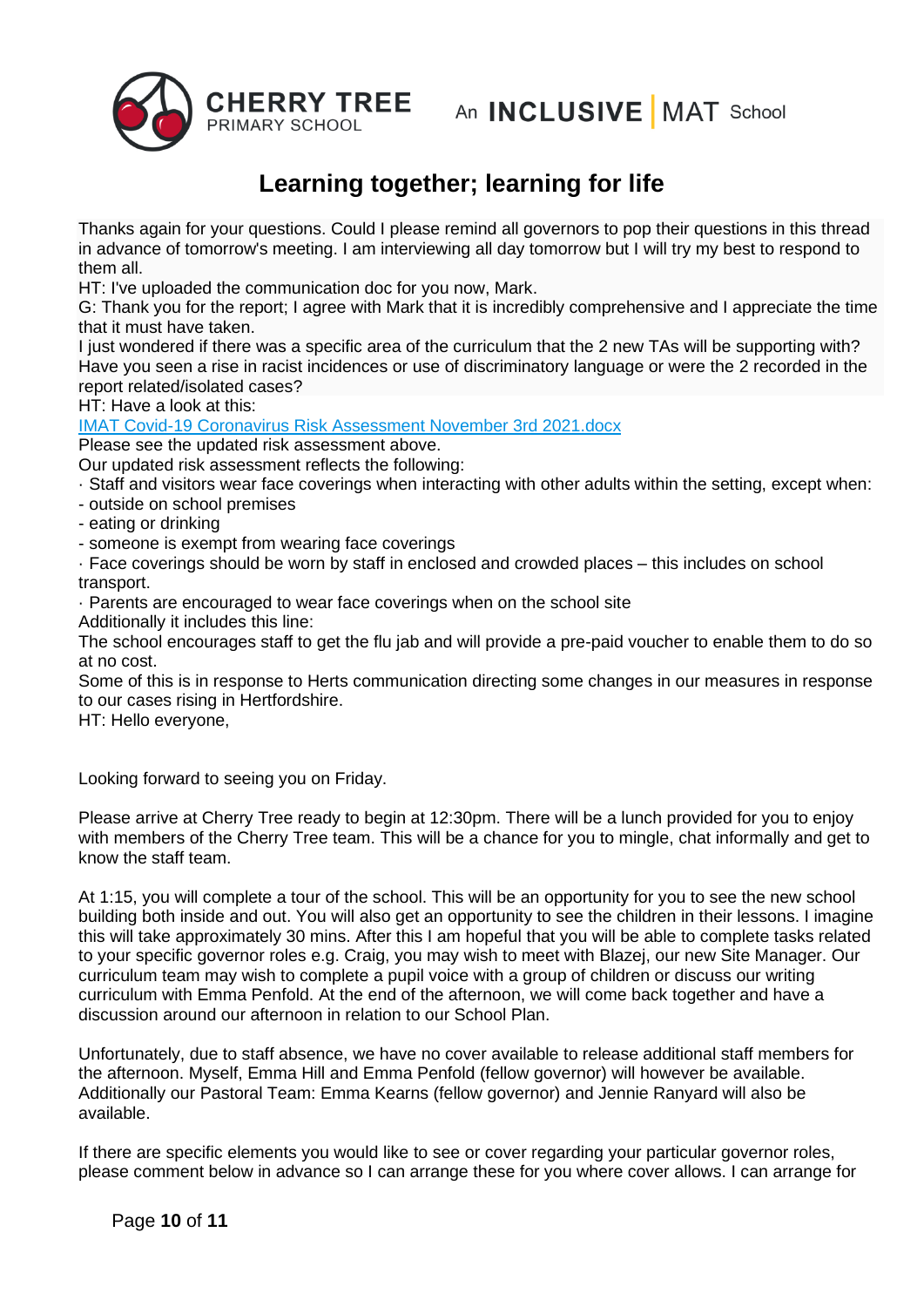# Learning together; learning for life

Thanks again for your questions. Could I please remind all governors to pop their questions in this thread in advance of tomorrow's meeting. I am interviewing all day tomorrow but I will try my best to respond to them all.

HT: I've uploaded the communication doc for you now, Mark.

G: Thank you for the report; I agree with Mark that it is incredibly comprehensive and I appreciate the time that it must have taken.

I just wondered if there was a specific area of the curriculum that the 2 new TAs will be supporting with? Have you seen a rise in racist incidences or use of discriminatory language or were the 2 recorded in the report related/isolated cases?

HT: Have a look at this:

[IMAT Covid-19 Coronavirus Risk Assessment November 3rd 2021.docx]

Please see the updated risk assessment above.

Our updated risk assessment reflects the following:

· Staff and visitors wear face coverings when interacting with other adults within the setting, except when:
- outside on school premises
- eating or drinking
- someone is exempt from wearing face coverings

· Face coverings should be worn by staff in enclosed and crowded places – this includes on school transport.

· Parents are encouraged to wear face coverings when on the school site

Additionally it includes this line:

The school encourages staff to get the flu jab and will provide a pre-paid voucher to enable them to do so at no cost.

Some of this is in response to Herts communication directing some changes in our measures in response to our cases rising in Hertfordshire.

HT: Hello everyone,

Looking forward to seeing you on Friday.

Please arrive at Cherry Tree ready to begin at 12:30pm. There will be a lunch provided for you to enjoy with members of the Cherry Tree team. This will be a chance for you to mingle, chat informally and get to know the staff team.

At 1:15, you will complete a tour of the school. This will be an opportunity for you to see the new school building both inside and out. You will also get an opportunity to see the children in their lessons. I imagine this will take approximately 30 mins. After this I am hopeful that you will be able to complete tasks related to your specific governor roles e.g. Craig, you may wish to meet with Blazej, our new Site Manager. Our curriculum team may wish to complete a pupil voice with a group of children or discuss our writing curriculum with Emma Penfold. At the end of the afternoon, we will come back together and have a discussion around our afternoon in relation to our School Plan.

Unfortunately, due to staff absence, we have no cover available to release additional staff members for the afternoon. Myself, Emma Hill and Emma Penfold (fellow governor) will however be available. Additionally our Pastoral Team: Emma Kearns (fellow governor) and Jennie Ranyard will also be available.

If there are specific elements you would like to see or cover regarding your particular governor roles, please comment below in advance so I can arrange these for you where cover allows. I can arrange for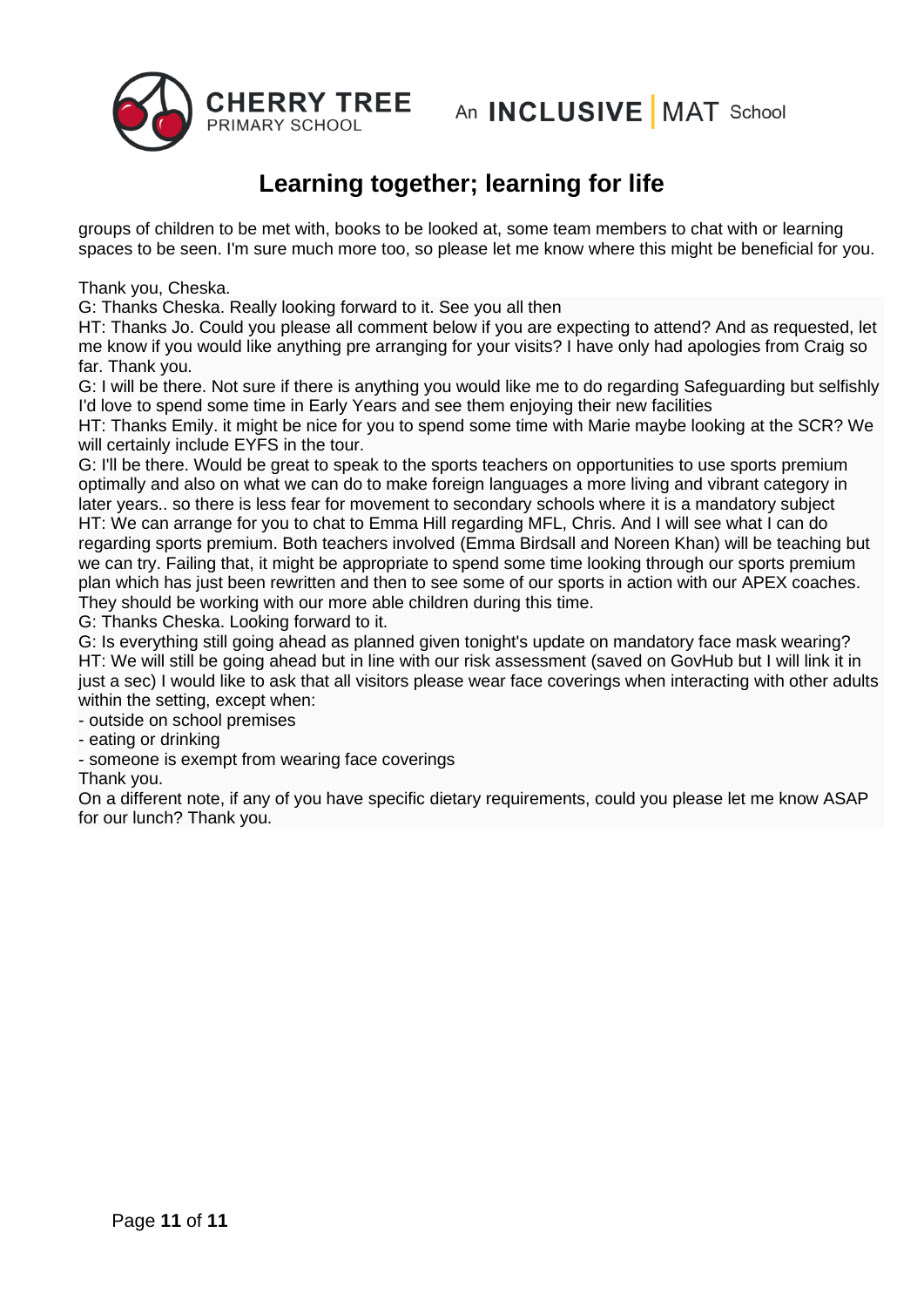## Learning together; learning for life

groups of children to be met with, books to be looked at, some team members to chat with or learning spaces to be seen. I'm sure much more too, so please let me know where this might be beneficial for you.

Thank you, Cheska.

G: Thanks Cheska. Really looking forward to it. See you all then

HT: Thanks Jo. Could you please all comment below if you are expecting to attend? And as requested, let me know if you would like anything pre arranging for your visits? I have only had apologies from Craig so far. Thank you.

G: I will be there. Not sure if there is anything you would like me to do regarding Safeguarding but selfishly I'd love to spend some time in Early Years and see them enjoying their new facilities

HT: Thanks Emily. it might be nice for you to spend some time with Marie maybe looking at the SCR? We will certainly include EYFS in the tour.

G: I'll be there. Would be great to speak to the sports teachers on opportunities to use sports premium optimally and also on what we can do to make foreign languages a more living and vibrant category in later years.. so there is less fear for movement to secondary schools where it is a mandatory subject

HT: We can arrange for you to chat to Emma Hill regarding MFL, Chris. And I will see what I can do regarding sports premium. Both teachers involved (Emma Birdsall and Noreen Khan) will be teaching but we can try. Failing that, it might be appropriate to spend some time looking through our sports premium plan which has just been rewritten and then to see some of our sports in action with our APEX coaches. They should be working with our more able children during this time.

G: Thanks Cheska. Looking forward to it.

G: Is everything still going ahead as planned given tonight's update on mandatory face mask wearing?

HT: We will still be going ahead but in line with our risk assessment (saved on GovHub but I will link it in just a sec) I would like to ask that all visitors please wear face coverings when interacting with other adults within the setting, except when:

- outside on school premises
- eating or drinking
- someone is exempt from wearing face coverings

Thank you.

On a different note, if any of you have specific dietary requirements, could you please let me know ASAP for our lunch? Thank you.